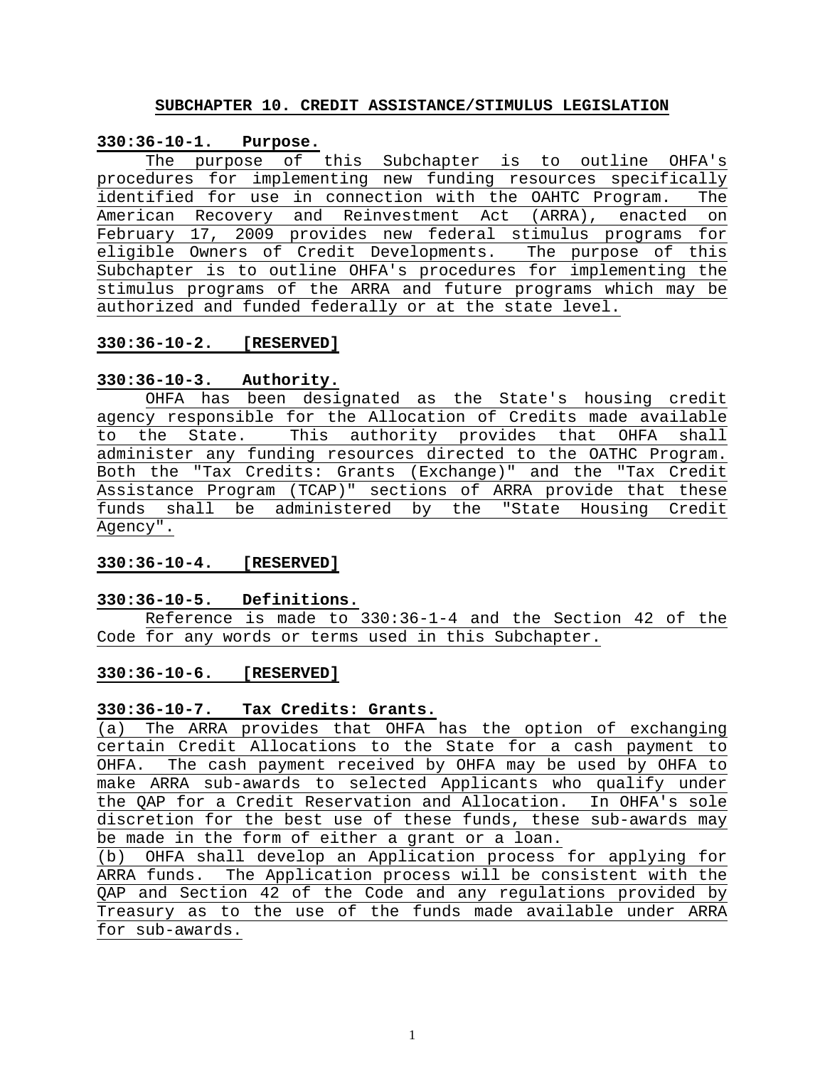# SUBCHAPTER 10. CREDIT ASSISTANCE/STIMULUS LEGISLATION

**330:36-10-1. Purpose.**

The purpose of this Subchapter is to outline OHFA's procedures for implementing new funding resources specifically identified for use in connection with the OAHTC Program. The American Recovery and Reinvestment Act (ARRA), enacted on February 17, 2009 provides new federal stimulus programs for eligible Owners of Credit Developments. The purpose of this Subchapter is to outline OHFA's procedures for implementing the stimulus programs of the ARRA and future programs which may be authorized and funded federally or at the state level.

**330:36-10-2. [RESERVED]**

**330:36-10-3. Authority.**

OHFA has been designated as the State's housing credit agency responsible for the Allocation of Credits made available to the State. This authority provides that OHFA shall administer any funding resources directed to the OATHC Program. Both the "Tax Credits: Grants (Exchange)" and the "Tax Credit Assistance Program (TCAP)" sections of ARRA provide that these funds shall be administered by the "State Housing Credit Agency".

**330:36-10-4. [RESERVED]**

**330:36-10-5. Definitions.**

Reference is made to 330:36-1-4 and the Section 42 of the Code for any words or terms used in this Subchapter.

**330:36-10-6. [RESERVED]**

**330:36-10-7. Tax Credits: Grants.**

(a) The ARRA provides that OHFA has the option of exchanging certain Credit Allocations to the State for a cash payment to OHFA. The cash payment received by OHFA may be used by OHFA to make ARRA sub-awards to selected Applicants who qualify under the QAP for a Credit Reservation and Allocation. In OHFA's sole discretion for the best use of these funds, these sub-awards may be made in the form of either a grant or a loan.

(b) OHFA shall develop an Application process for applying for ARRA funds. The Application process will be consistent with the QAP and Section 42 of the Code and any regulations provided by Treasury as to the use of the funds made available under ARRA for sub-awards.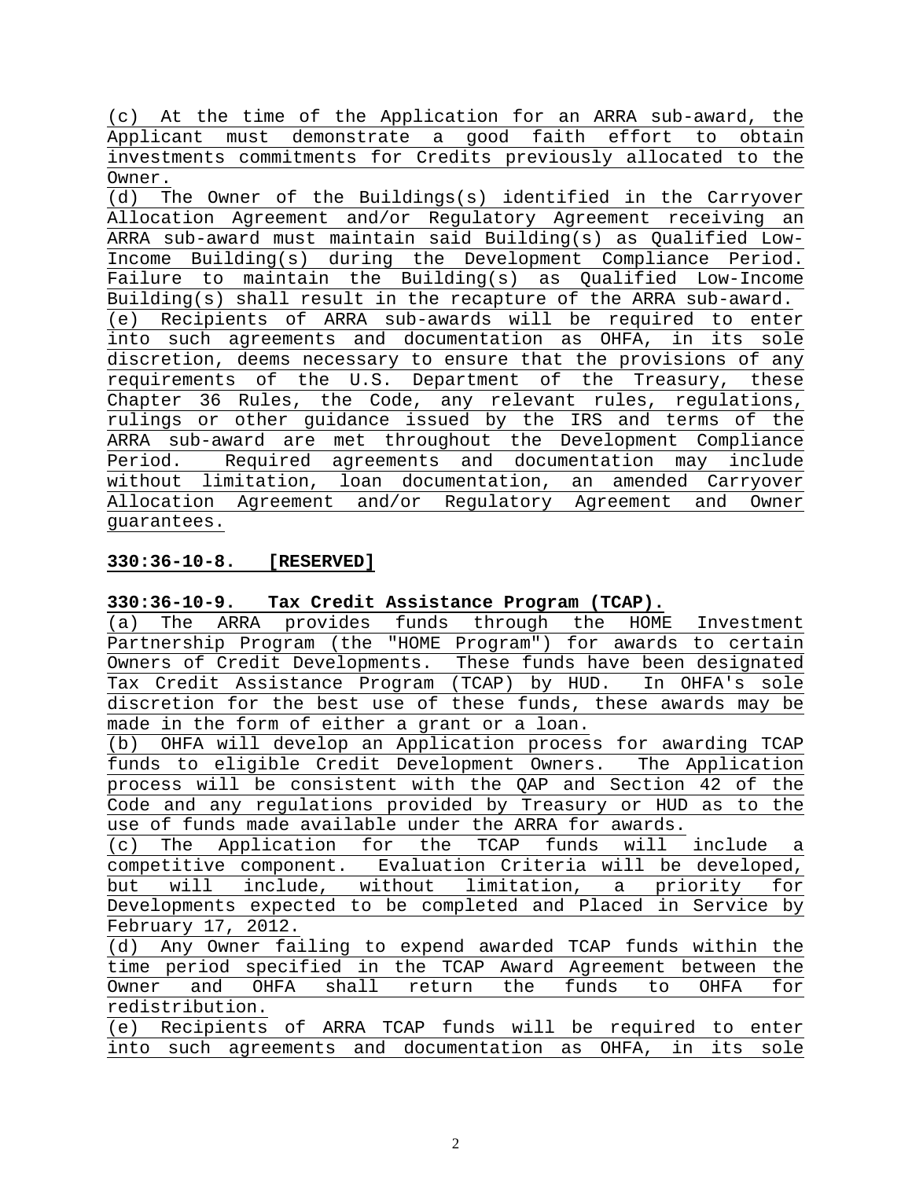(c) At the time of the Application for an ARRA sub-award, the Applicant must demonstrate a good faith effort to obtain investments commitments for Credits previously allocated to the Owner.

(d) The Owner of the Buildings(s) identified in the Carryover Allocation Agreement and/or Regulatory Agreement receiving an ARRA sub-award must maintain said Building(s) as Qualified Low-Income Building(s) during the Development Compliance Period. Failure to maintain the Building(s) as Qualified Low-Income Building(s) shall result in the recapture of the ARRA sub-award.

(e) Recipients of ARRA sub-awards will be required to enter into such agreements and documentation as OHFA, in its sole discretion, deems necessary to ensure that the provisions of any requirements of the U.S. Department of the Treasury, these Chapter 36 Rules, the Code, any relevant rules, regulations, rulings or other guidance issued by the IRS and terms of the ARRA sub-award are met throughout the Development Compliance Period. Required agreements and documentation may include without limitation, loan documentation, an amended Carryover Allocation Agreement and/or Regulatory Agreement and Owner guarantees.

**330:36-10-8. [RESERVED]**

**330:36-10-9. Tax Credit Assistance Program (TCAP).**

(a) The ARRA provides funds through the HOME Investment Partnership Program (the "HOME Program") for awards to certain Owners of Credit Developments. These funds have been designated Tax Credit Assistance Program (TCAP) by HUD. In OHFA's sole discretion for the best use of these funds, these awards may be made in the form of either a grant or a loan.

(b) OHFA will develop an Application process for awarding TCAP funds to eligible Credit Development Owners. The Application process will be consistent with the QAP and Section 42 of the Code and any regulations provided by Treasury or HUD as to the use of funds made available under the ARRA for awards.

(c) The Application for the TCAP funds will include a competitive component. Evaluation Criteria will be developed, but will include, without limitation, a priority for Developments expected to be completed and Placed in Service by February 17, 2012.

(d) Any Owner failing to expend awarded TCAP funds within the time period specified in the TCAP Award Agreement between the Owner and OHFA shall return the funds to OHFA for redistribution.

(e) Recipients of ARRA TCAP funds will be required to enter into such agreements and documentation as OHFA, in its sole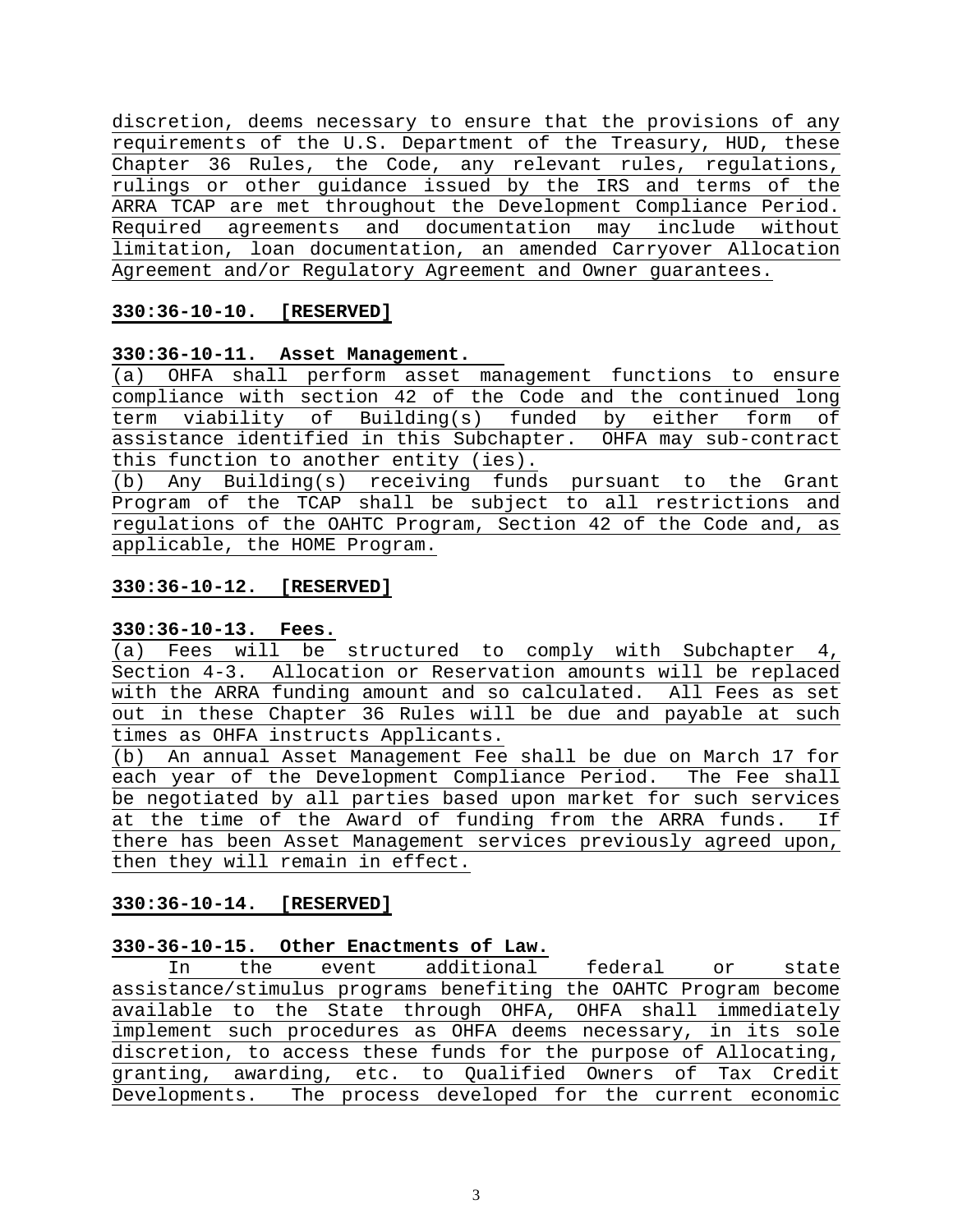discretion, deems necessary to ensure that the provisions of any requirements of the U.S. Department of the Treasury, HUD, these Chapter 36 Rules, the Code, any relevant rules, regulations, rulings or other guidance issued by the IRS and terms of the ARRA TCAP are met throughout the Development Compliance Period. Required agreements and documentation may include without limitation, loan documentation, an amended Carryover Allocation Agreement and/or Regulatory Agreement and Owner guarantees.

**330:36-10-10. [RESERVED]**

**330:36-10-11. Asset Management.**

(a) OHFA shall perform asset management functions to ensure compliance with section 42 of the Code and the continued long term viability of Building(s) funded by either form of assistance identified in this Subchapter. OHFA may sub-contract this function to another entity (ies).

(b) Any Building(s) receiving funds pursuant to the Grant Program of the TCAP shall be subject to all restrictions and regulations of the OAHTC Program, Section 42 of the Code and, as applicable, the HOME Program.

**330:36-10-12. [RESERVED]**

**330:36-10-13. Fees.**

(a) Fees will be structured to comply with Subchapter 4, Section 4-3. Allocation or Reservation amounts will be replaced with the ARRA funding amount and so calculated. All Fees as set out in these Chapter 36 Rules will be due and payable at such times as OHFA instructs Applicants.

(b) An annual Asset Management Fee shall be due on March 17 for each year of the Development Compliance Period. The Fee shall be negotiated by all parties based upon market for such services at the time of the Award of funding from the ARRA funds. If there has been Asset Management services previously agreed upon, then they will remain in effect.

**330:36-10-14. [RESERVED]**

**330-36-10-15. Other Enactments of Law.**

In the event additional federal or state assistance/stimulus programs benefiting the OAHTC Program become available to the State through OHFA, OHFA shall immediately implement such procedures as OHFA deems necessary, in its sole discretion, to access these funds for the purpose of Allocating, granting, awarding, etc. to Qualified Owners of Tax Credit Developments. The process developed for the current economic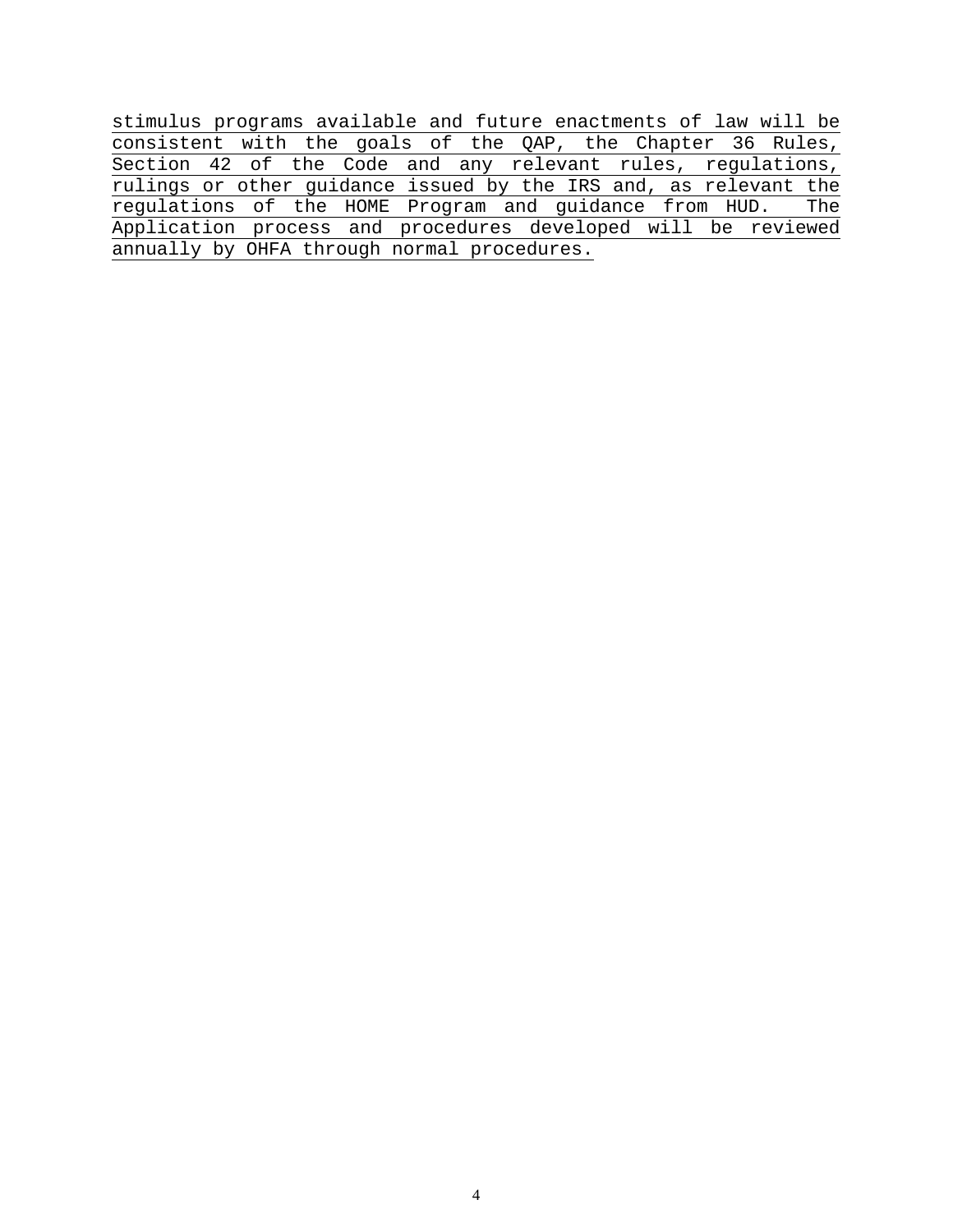stimulus programs available and future enactments of law will be consistent with the goals of the QAP, the Chapter 36 Rules, Section 42 of the Code and any relevant rules, regulations, rulings or other guidance issued by the IRS and, as relevant the regulations of the HOME Program and guidance from HUD. The Application process and procedures developed will be reviewed annually by OHFA through normal procedures.